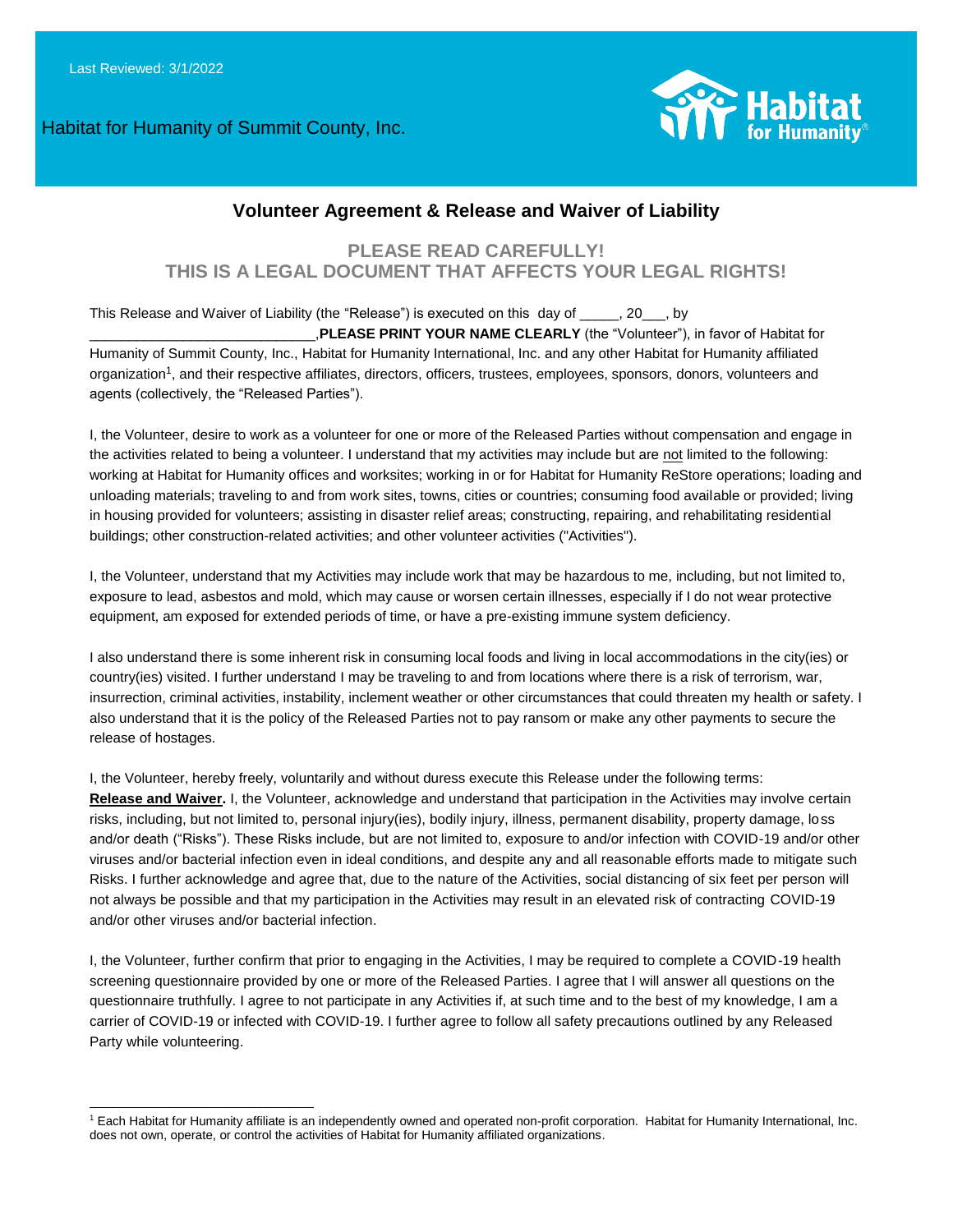Last Reviewed: 3/1/2022

Habitat for Humanity of Summit County, Inc.

# Volunteer Agreement & Release and Waiver of Liability

## PLEASE READ CAREFULLY!
## THIS IS A LEGAL DOCUMENT THAT AFFECTS YOUR LEGAL RIGHTS!

This Release and Waiver of Liability (the "Release") is executed on this day of _____, 20___, by ____________________________,**PLEASE PRINT YOUR NAME CLEARLY** (the "Volunteer"), in favor of Habitat for Humanity of Summit County, Inc., Habitat for Humanity International, Inc. and any other Habitat for Humanity affiliated organization[1], and their respective affiliates, directors, officers, trustees, employees, sponsors, donors, volunteers and agents (collectively, the "Released Parties").

I, the Volunteer, desire to work as a volunteer for one or more of the Released Parties without compensation and engage in the activities related to being a volunteer. I understand that my activities may include but are not limited to the following: working at Habitat for Humanity offices and worksites; working in or for Habitat for Humanity ReStore operations; loading and unloading materials; traveling to and from work sites, towns, cities or countries; consuming food available or provided; living in housing provided for volunteers; assisting in disaster relief areas; constructing, repairing, and rehabilitating residential buildings; other construction-related activities; and other volunteer activities ("Activities").

I, the Volunteer, understand that my Activities may include work that may be hazardous to me, including, but not limited to, exposure to lead, asbestos and mold, which may cause or worsen certain illnesses, especially if I do not wear protective equipment, am exposed for extended periods of time, or have a pre-existing immune system deficiency.

I also understand there is some inherent risk in consuming local foods and living in local accommodations in the city(ies) or country(ies) visited. I further understand I may be traveling to and from locations where there is a risk of terrorism, war, insurrection, criminal activities, instability, inclement weather or other circumstances that could threaten my health or safety. I also understand that it is the policy of the Released Parties not to pay ransom or make any other payments to secure the release of hostages.

I, the Volunteer, hereby freely, voluntarily and without duress execute this Release under the following terms:
**Release and Waiver.** I, the Volunteer, acknowledge and understand that participation in the Activities may involve certain risks, including, but not limited to, personal injury(ies), bodily injury, illness, permanent disability, property damage, loss and/or death ("Risks"). These Risks include, but are not limited to, exposure to and/or infection with COVID-19 and/or other viruses and/or bacterial infection even in ideal conditions, and despite any and all reasonable efforts made to mitigate such Risks. I further acknowledge and agree that, due to the nature of the Activities, social distancing of six feet per person will not always be possible and that my participation in the Activities may result in an elevated risk of contracting COVID-19 and/or other viruses and/or bacterial infection.

I, the Volunteer, further confirm that prior to engaging in the Activities, I may be required to complete a COVID-19 health screening questionnaire provided by one or more of the Released Parties. I agree that I will answer all questions on the questionnaire truthfully. I agree to not participate in any Activities if, at such time and to the best of my knowledge, I am a carrier of COVID-19 or infected with COVID-19. I further agree to follow all safety precautions outlined by any Released Party while volunteering.

[1] Each Habitat for Humanity affiliate is an independently owned and operated non-profit corporation. Habitat for Humanity International, Inc. does not own, operate, or control the activities of Habitat for Humanity affiliated organizations.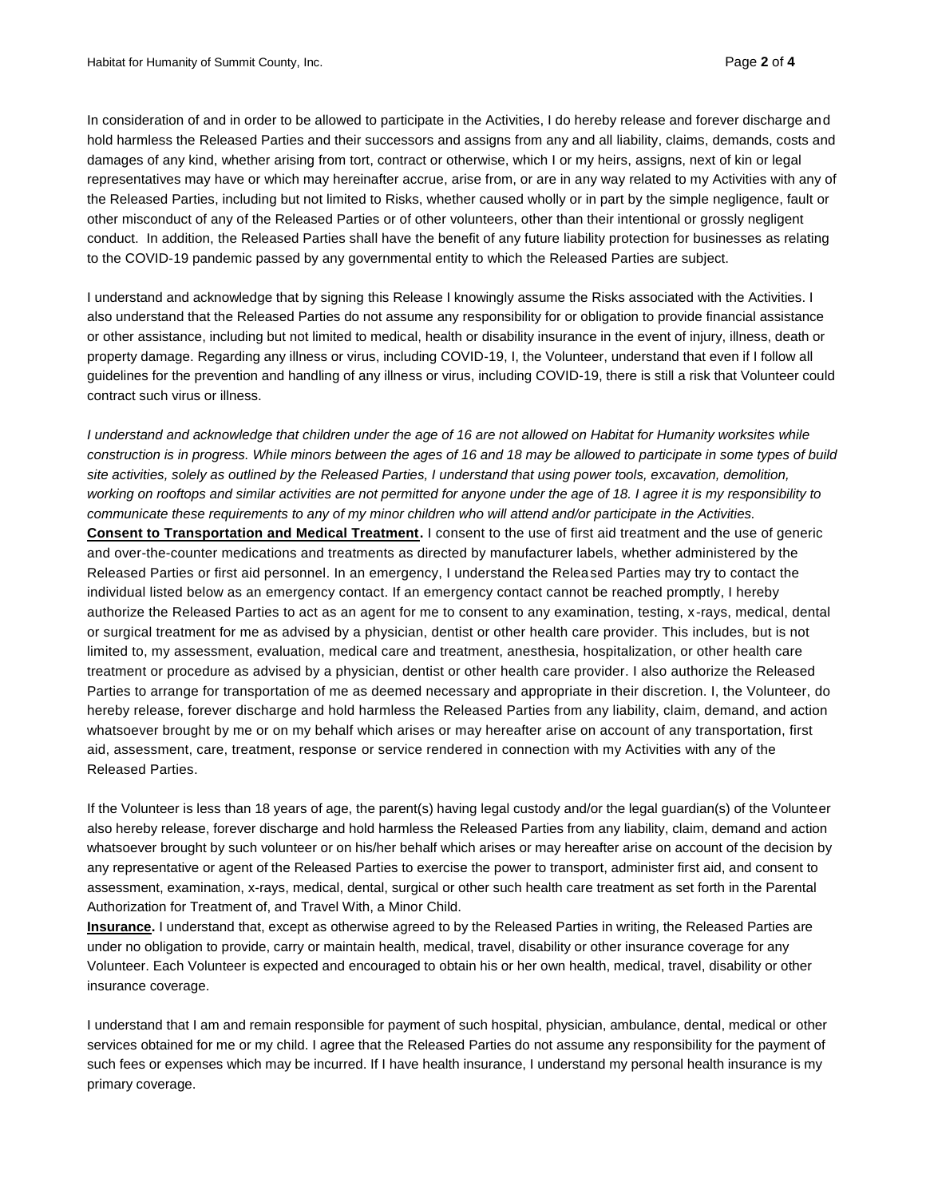In consideration of and in order to be allowed to participate in the Activities, I do hereby release and forever discharge and hold harmless the Released Parties and their successors and assigns from any and all liability, claims, demands, costs and damages of any kind, whether arising from tort, contract or otherwise, which I or my heirs, assigns, next of kin or legal representatives may have or which may hereinafter accrue, arise from, or are in any way related to my Activities with any of the Released Parties, including but not limited to Risks, whether caused wholly or in part by the simple negligence, fault or other misconduct of any of the Released Parties or of other volunteers, other than their intentional or grossly negligent conduct. In addition, the Released Parties shall have the benefit of any future liability protection for businesses as relating to the COVID-19 pandemic passed by any governmental entity to which the Released Parties are subject.

I understand and acknowledge that by signing this Release I knowingly assume the Risks associated with the Activities. I also understand that the Released Parties do not assume any responsibility for or obligation to provide financial assistance or other assistance, including but not limited to medical, health or disability insurance in the event of injury, illness, death or property damage. Regarding any illness or virus, including COVID-19, I, the Volunteer, understand that even if I follow all guidelines for the prevention and handling of any illness or virus, including COVID-19, there is still a risk that Volunteer could contract such virus or illness.

*I understand and acknowledge that children under the age of 16 are not allowed on Habitat for Humanity worksites while construction is in progress. While minors between the ages of 16 and 18 may be allowed to participate in some types of build site activities, solely as outlined by the Released Parties, I understand that using power tools, excavation, demolition, working on rooftops and similar activities are not permitted for anyone under the age of 18. I agree it is my responsibility to communicate these requirements to any of my minor children who will attend and/or participate in the Activities.*

**Consent to Transportation and Medical Treatment.** I consent to the use of first aid treatment and the use of generic and over-the-counter medications and treatments as directed by manufacturer labels, whether administered by the Released Parties or first aid personnel. In an emergency, I understand the Released Parties may try to contact the individual listed below as an emergency contact. If an emergency contact cannot be reached promptly, I hereby authorize the Released Parties to act as an agent for me to consent to any examination, testing, x-rays, medical, dental or surgical treatment for me as advised by a physician, dentist or other health care provider. This includes, but is not limited to, my assessment, evaluation, medical care and treatment, anesthesia, hospitalization, or other health care treatment or procedure as advised by a physician, dentist or other health care provider. I also authorize the Released Parties to arrange for transportation of me as deemed necessary and appropriate in their discretion. I, the Volunteer, do hereby release, forever discharge and hold harmless the Released Parties from any liability, claim, demand, and action whatsoever brought by me or on my behalf which arises or may hereafter arise on account of any transportation, first aid, assessment, care, treatment, response or service rendered in connection with my Activities with any of the Released Parties.

If the Volunteer is less than 18 years of age, the parent(s) having legal custody and/or the legal guardian(s) of the Volunteer also hereby release, forever discharge and hold harmless the Released Parties from any liability, claim, demand and action whatsoever brought by such volunteer or on his/her behalf which arises or may hereafter arise on account of the decision by any representative or agent of the Released Parties to exercise the power to transport, administer first aid, and consent to assessment, examination, x-rays, medical, dental, surgical or other such health care treatment as set forth in the Parental Authorization for Treatment of, and Travel With, a Minor Child.

**Insurance.** I understand that, except as otherwise agreed to by the Released Parties in writing, the Released Parties are under no obligation to provide, carry or maintain health, medical, travel, disability or other insurance coverage for any Volunteer. Each Volunteer is expected and encouraged to obtain his or her own health, medical, travel, disability or other insurance coverage.

I understand that I am and remain responsible for payment of such hospital, physician, ambulance, dental, medical or other services obtained for me or my child. I agree that the Released Parties do not assume any responsibility for the payment of such fees or expenses which may be incurred. If I have health insurance, I understand my personal health insurance is my primary coverage.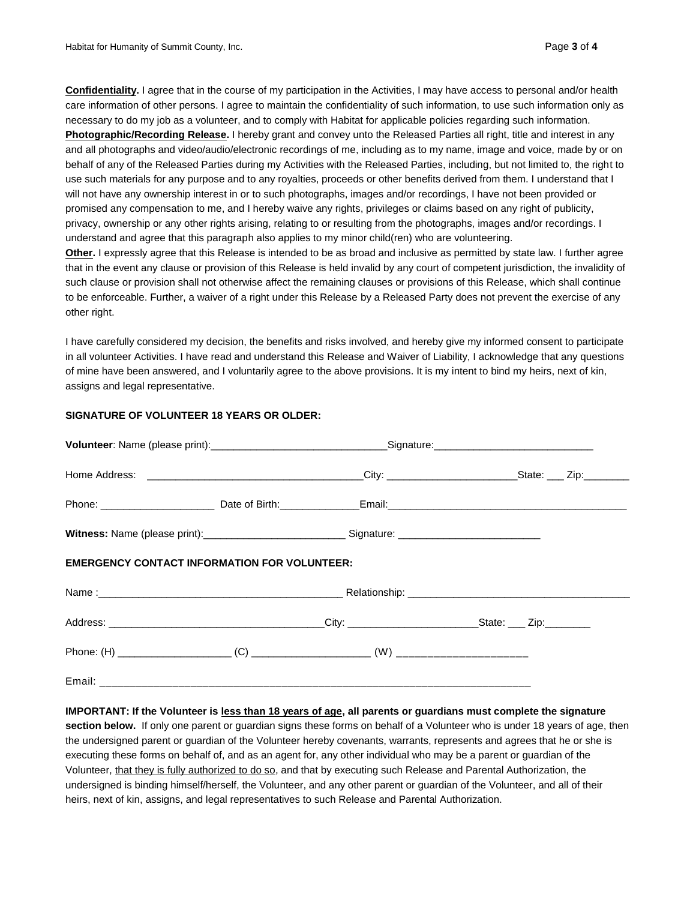**Confidentiality.** I agree that in the course of my participation in the Activities, I may have access to personal and/or health care information of other persons. I agree to maintain the confidentiality of such information, to use such information only as necessary to do my job as a volunteer, and to comply with Habitat for applicable policies regarding such information.

**Photographic/Recording Release.** I hereby grant and convey unto the Released Parties all right, title and interest in any and all photographs and video/audio/electronic recordings of me, including as to my name, image and voice, made by or on behalf of any of the Released Parties during my Activities with the Released Parties, including, but not limited to, the right to use such materials for any purpose and to any royalties, proceeds or other benefits derived from them. I understand that I will not have any ownership interest in or to such photographs, images and/or recordings, I have not been provided or promised any compensation to me, and I hereby waive any rights, privileges or claims based on any right of publicity, privacy, ownership or any other rights arising, relating to or resulting from the photographs, images and/or recordings. I understand and agree that this paragraph also applies to my minor child(ren) who are volunteering.

**Other.** I expressly agree that this Release is intended to be as broad and inclusive as permitted by state law. I further agree that in the event any clause or provision of this Release is held invalid by any court of competent jurisdiction, the invalidity of such clause or provision shall not otherwise affect the remaining clauses or provisions of this Release, which shall continue to be enforceable. Further, a waiver of a right under this Release by a Released Party does not prevent the exercise of any other right.

I have carefully considered my decision, the benefits and risks involved, and hereby give my informed consent to participate in all volunteer Activities. I have read and understand this Release and Waiver of Liability, I acknowledge that any questions of mine have been answered, and I voluntarily agree to the above provisions. It is my intent to bind my heirs, next of kin, assigns and legal representative.

**SIGNATURE OF VOLUNTEER 18 YEARS OR OLDER:**

**Volunteer**: Name (please print):______________________________ Signature:___________________________

Home Address: ______________________________________ City: ______________________ State: ___ Zip:________

Phone: ___________________ Date of Birth:_____________ Email:_________________________________________

**Witness:** Name (please print):________________________ Signature: ________________________

**EMERGENCY CONTACT INFORMATION FOR VOLUNTEER:**

Name :___________________________________________ Relationship: ______________________________________

Address: ____________________________________ City: ______________________ State: ___ Zip:________

Phone: (H) ___________________ (C) ___________________ (W) _____________________

Email: __________________________________________________________________________

**IMPORTANT: If the Volunteer is <u>less than 18 years of age</u>, all parents or guardians must complete the signature section below.** If only one parent or guardian signs these forms on behalf of a Volunteer who is under 18 years of age, then the undersigned parent or guardian of the Volunteer hereby covenants, warrants, represents and agrees that he or she is executing these forms on behalf of, and as an agent for, any other individual who may be a parent or guardian of the Volunteer, <u>that they is fully authorized to do so</u>, and that by executing such Release and Parental Authorization, the undersigned is binding himself/herself, the Volunteer, and any other parent or guardian of the Volunteer, and all of their heirs, next of kin, assigns, and legal representatives to such Release and Parental Authorization.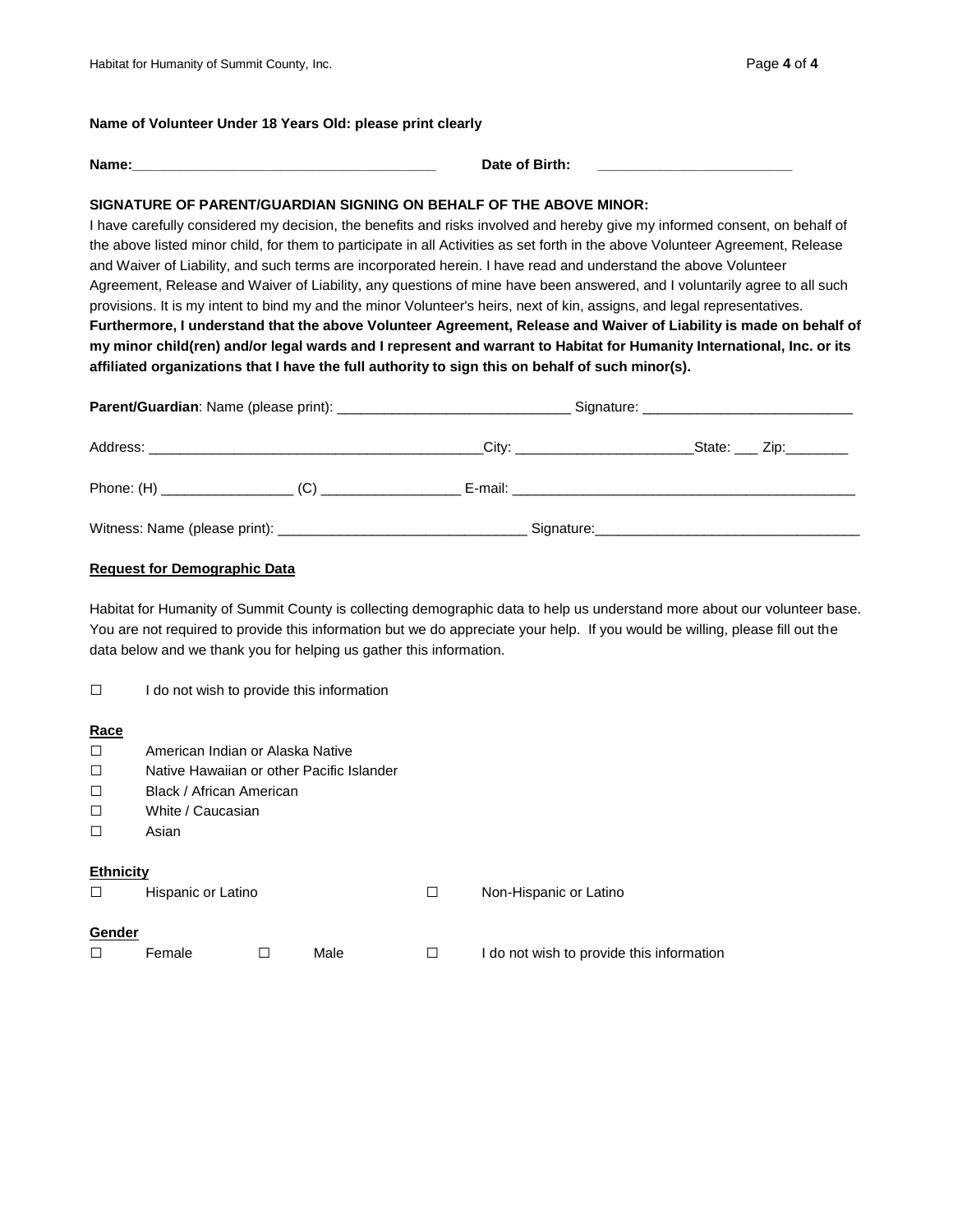**Name of Volunteer Under 18 Years Old: please print clearly**

**Name:**\_\_\_\_\_\_\_\_\_\_\_\_\_\_\_\_\_\_\_\_\_\_\_\_\_\_\_\_\_\_\_\_\_\_\_\_\_\_ **Date of Birth:** \_\_\_\_\_\_\_\_\_\_\_\_\_\_\_\_\_\_\_\_\_\_\_\_\_

**SIGNATURE OF PARENT/GUARDIAN SIGNING ON BEHALF OF THE ABOVE MINOR:**

I have carefully considered my decision, the benefits and risks involved and hereby give my informed consent, on behalf of the above listed minor child, for them to participate in all Activities as set forth in the above Volunteer Agreement, Release and Waiver of Liability, and such terms are incorporated herein. I have read and understand the above Volunteer Agreement, Release and Waiver of Liability, any questions of mine have been answered, and I voluntarily agree to all such provisions. It is my intent to bind my and the minor Volunteer's heirs, next of kin, assigns, and legal representatives. **Furthermore, I understand that the above Volunteer Agreement, Release and Waiver of Liability is made on behalf of my minor child(ren) and/or legal wards and I represent and warrant to Habitat for Humanity International, Inc. or its affiliated organizations that I have the full authority to sign this on behalf of such minor(s).**

**Parent/Guardian**: Name (please print): \_\_\_\_\_\_\_\_\_\_\_\_\_\_\_\_\_\_\_\_\_\_\_\_\_\_\_\_\_\_ Signature: \_\_\_\_\_\_\_\_\_\_\_\_\_\_\_\_\_\_\_\_\_\_\_\_\_\_\_

Address: \_\_\_\_\_\_\_\_\_\_\_\_\_\_\_\_\_\_\_\_\_\_\_\_\_\_\_\_\_\_\_\_\_\_\_\_\_\_\_\_\_\_\_\_City: \_\_\_\_\_\_\_\_\_\_\_\_\_\_\_\_\_\_\_\_\_\_\_State: \_\_\_ Zip:\_\_\_\_\_\_\_\_

Phone: (H) \_\_\_\_\_\_\_\_\_\_\_\_\_\_\_\_\_ (C) \_\_\_\_\_\_\_\_\_\_\_\_\_\_\_\_\_\_ E-mail: \_\_\_\_\_\_\_\_\_\_\_\_\_\_\_\_\_\_\_\_\_\_\_\_\_\_\_\_\_\_\_\_\_\_\_\_\_\_\_\_\_\_\_\_\_

Witness: Name (please print): \_\_\_\_\_\_\_\_\_\_\_\_\_\_\_\_\_\_\_\_\_\_\_\_\_\_\_\_\_\_\_\_ Signature:\_\_\_\_\_\_\_\_\_\_\_\_\_\_\_\_\_\_\_\_\_\_\_\_\_\_\_\_\_\_\_\_\_\_

**Request for Demographic Data**

Habitat for Humanity of Summit County is collecting demographic data to help us understand more about our volunteer base. You are not required to provide this information but we do appreciate your help. If you would be willing, please fill out the data below and we thank you for helping us gather this information.

☐ I do not wish to provide this information

**Race**

☐ American Indian or Alaska Native
☐ Native Hawaiian or other Pacific Islander
☐ Black / African American
☐ White / Caucasian
☐ Asian

**Ethnicity**

☐ Hispanic or Latino ☐ Non-Hispanic or Latino

**Gender**

☐ Female ☐ Male ☐ I do not wish to provide this information